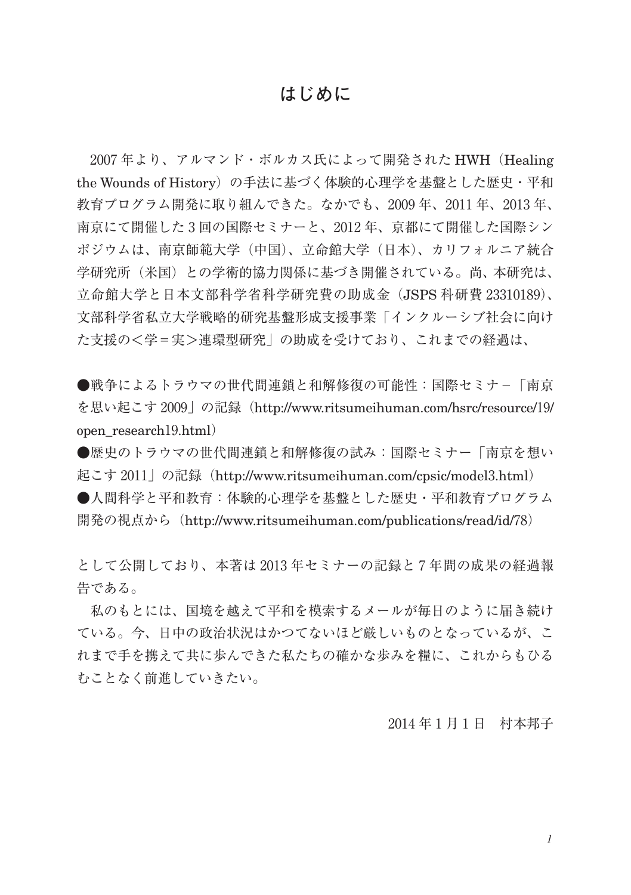# はじめに

2007年より、アルマンド・ボルカス氏によって開発されたHWH（Healing the Wounds of History）の手法に基づく体験的心理学を基盤とした歴史・平和教育プログラム開発に取り組んできた。なかでも、2009年、2011年、2013年、南京にて開催した3回の国際セミナーと、2012年、京都にて開催した国際シンポジウムは、南京師範大学（中国）、立命館大学（日本）、カリフォルニア統合学研究所（米国）との学術的協力関係に基づき開催されている。尚、本研究は、立命館大学と日本文部科学省科学研究費の助成金（JSPS科研費23310189）、文部科学省私立大学戦略的研究基盤形成支援事業「インクルーシブ社会に向けた支援の＜学＝実＞連環型研究」の助成を受けており、これまでの経過は、

●戦争によるトラウマの世代間連鎖と和解修復の可能性：国際セミナー－「南京を思い起こす2009」の記録（http://www.ritsumeihuman.com/hsrc/resource/19/open_research19.html）
●歴史のトラウマの世代間連鎖と和解修復の試み：国際セミナー「南京を想い起こす2011」の記録（http://www.ritsumeihuman.com/cpsic/model3.html）
●人間科学と平和教育：体験的心理学を基盤とした歴史・平和教育プログラム開発の視点から（http://www.ritsumeihuman.com/publications/read/id/78）

として公開しており、本著は2013年セミナーの記録と7年間の成果の経過報告である。

私のもとには、国境を越えて平和を模索するメールが毎日のように届き続けている。今、日中の政治状況はかつてないほど厳しいものとなっているが、これまで手を携えて共に歩んできた私たちの確かな歩みを糧に、これからもひるむことなく前進していきたい。

2014年1月1日　村本邦子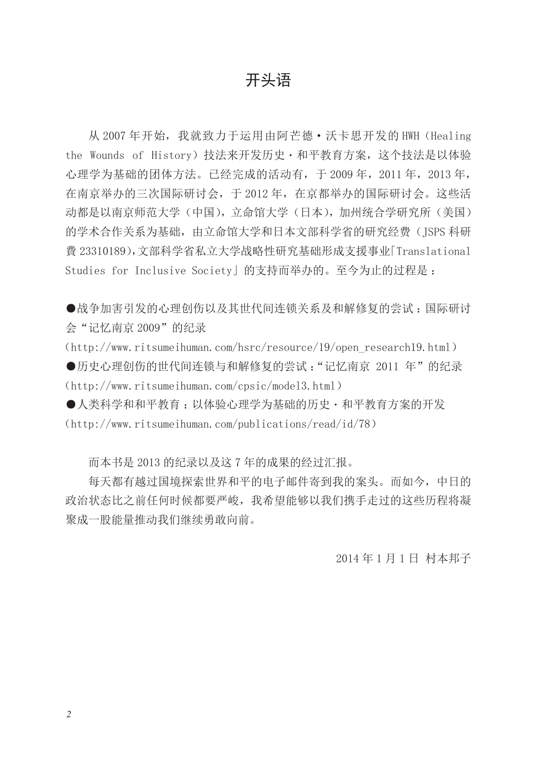# 开头语

从 2007 年开始，我就致力于运用由阿芒德・沃卡思开发的 HWH（Healing the Wounds of History）技法来开发历史・和平教育方案，这个技法是以体验心理学为基础的团体方法。已经完成的活动有，于 2009 年，2011 年，2013 年，在南京举办的三次国际研讨会，于 2012 年，在京都举办的国际研讨会。这些活动都是以南京师范大学（中国），立命馆大学（日本），加州统合学研究所（美国）的学术合作关系为基础，由立命馆大学和日本文部科学省的研究经费（JSPS 科研費 23310189），文部科学省私立大学战略性研究基础形成支援事业「Translational Studies for Inclusive Society」的支持而举办的。至今为止的过程是：

●战争加害引发的心理创伤以及其世代间连锁关系及和解修复的尝试：国际研讨会“记忆南京 2009”的纪录
（http://www.ritsumeihuman.com/hsrc/resource/19/open_research19.html）
●历史心理创伤的世代间连锁与和解修复的尝试：“记忆南京 2011 年”的纪录
（http://www.ritsumeihuman.com/cpsic/model3.html）
●人类科学和和平教育：以体验心理学为基础的历史・和平教育方案的开发
（http://www.ritsumeihuman.com/publications/read/id/78）

而本书是 2013 的纪录以及这 7 年的成果的经过汇报。

每天都有越过国境探索世界和平的电子邮件寄到我的案头。而如今，中日的政治状态比之前任何时候都要严峻，我希望能够以我们携手走过的这些历程将凝聚成一股能量推动我们继续勇敢向前。

2014 年 1 月 1 日 村本邦子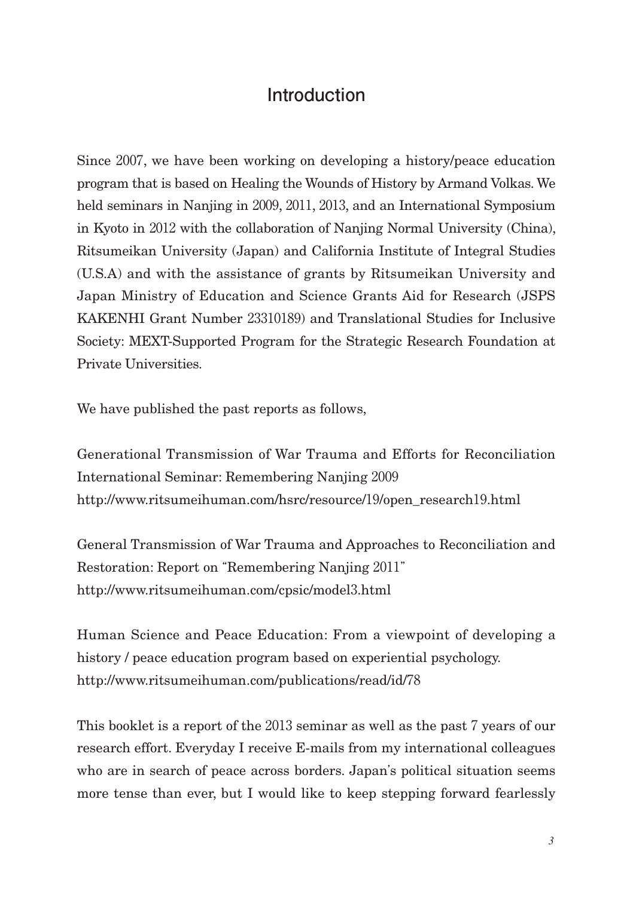# Introduction

Since 2007, we have been working on developing a history/peace education program that is based on Healing the Wounds of History by Armand Volkas. We held seminars in Nanjing in 2009, 2011, 2013, and an International Symposium in Kyoto in 2012 with the collaboration of Nanjing Normal University (China), Ritsumeikan University (Japan) and California Institute of Integral Studies (U.S.A) and with the assistance of grants by Ritsumeikan University and Japan Ministry of Education and Science Grants Aid for Research (JSPS KAKENHI Grant Number 23310189) and Translational Studies for Inclusive Society: MEXT-Supported Program for the Strategic Research Foundation at Private Universities.

We have published the past reports as follows,

Generational Transmission of War Trauma and Efforts for Reconciliation International Seminar: Remembering Nanjing 2009
http://www.ritsumeihuman.com/hsrc/resource/19/open_research19.html

General Transmission of War Trauma and Approaches to Reconciliation and Restoration: Report on "Remembering Nanjing 2011"
http://www.ritsumeihuman.com/cpsic/model3.html

Human Science and Peace Education: From a viewpoint of developing a history / peace education program based on experiential psychology.
http://www.ritsumeihuman.com/publications/read/id/78

This booklet is a report of the 2013 seminar as well as the past 7 years of our research effort. Everyday I receive E-mails from my international colleagues who are in search of peace across borders. Japan's political situation seems more tense than ever, but I would like to keep stepping forward fearlessly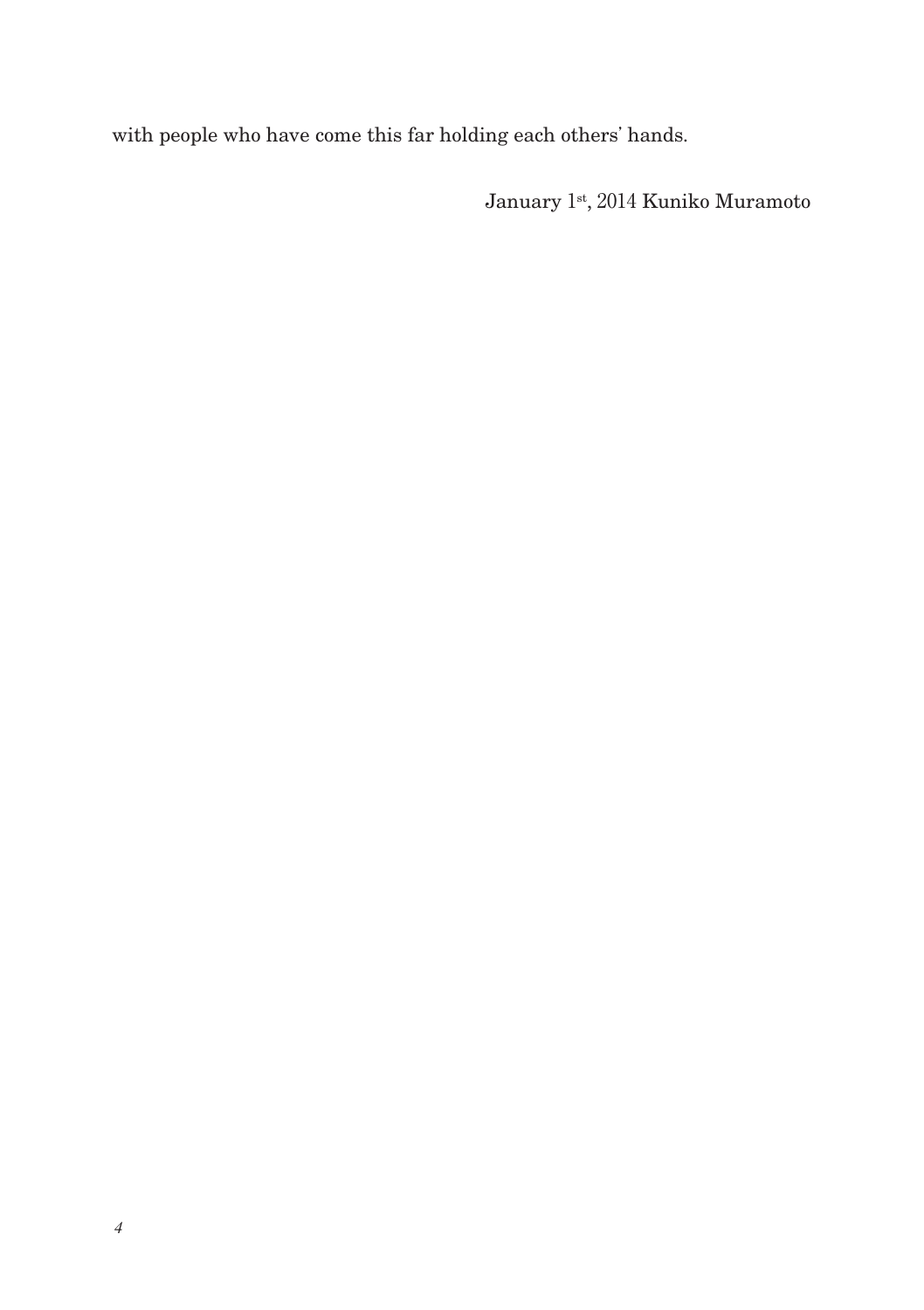with people who have come this far holding each others' hands.

January 1st, 2014 Kuniko Muramoto